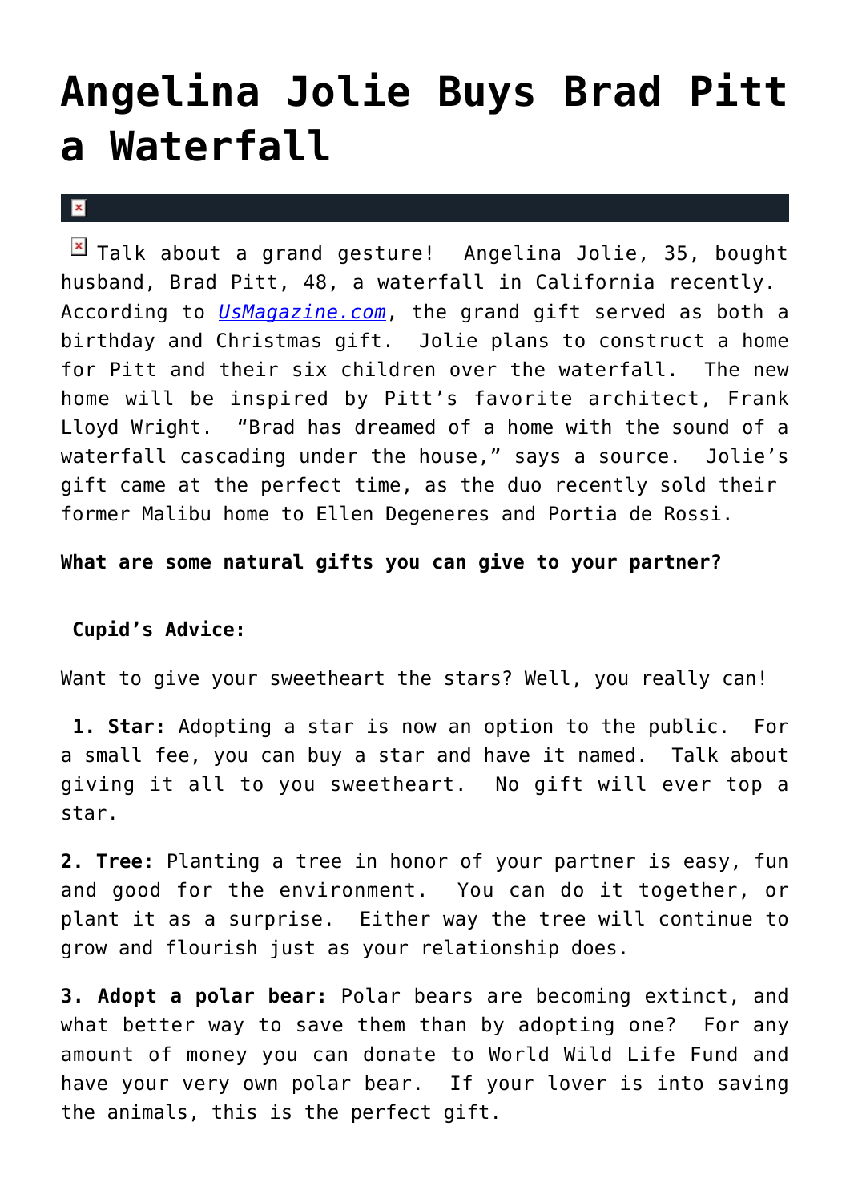# Angelina Jolie Buys Brad Pitt a Waterfall

Talk about a grand gesture! Angelina Jolie, 35, bought husband, Brad Pitt, 48, a waterfall in California recently. According to *UsMagazine.com*, the grand gift served as both a birthday and Christmas gift. Jolie plans to construct a home for Pitt and their six children over the waterfall. The new home will be inspired by Pitt's favorite architect, Frank Lloyd Wright. "Brad has dreamed of a home with the sound of a waterfall cascading under the house," says a source. Jolie's gift came at the perfect time, as the duo recently sold their former Malibu home to Ellen Degeneres and Portia de Rossi.

**What are some natural gifts you can give to your partner?**

**Cupid's Advice:**

Want to give your sweetheart the stars? Well, you really can!

**1. Star:** Adopting a star is now an option to the public. For a small fee, you can buy a star and have it named. Talk about giving it all to you sweetheart. No gift will ever top a star.

**2. Tree:** Planting a tree in honor of your partner is easy, fun and good for the environment. You can do it together, or plant it as a surprise. Either way the tree will continue to grow and flourish just as your relationship does.

**3. Adopt a polar bear:** Polar bears are becoming extinct, and what better way to save them than by adopting one? For any amount of money you can donate to World Wild Life Fund and have your very own polar bear. If your lover is into saving the animals, this is the perfect gift.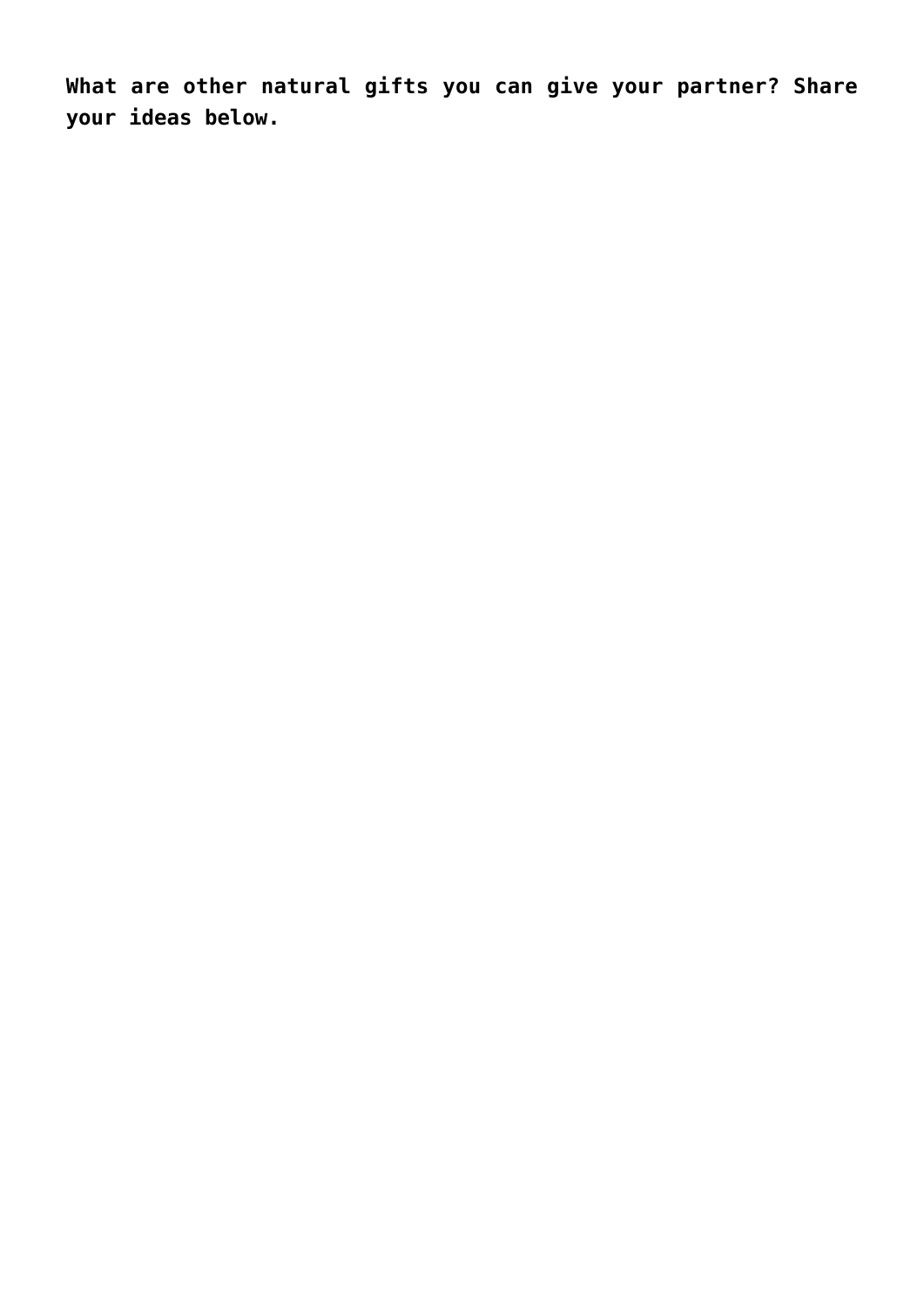**What are other natural gifts you can give your partner? Share your ideas below.**